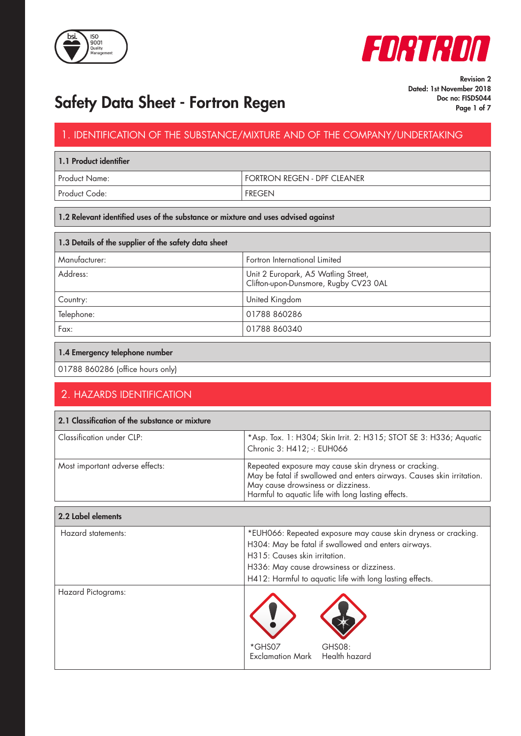Revision 2
Dated: 1st November 2018
Doc no: FISDS044

# Safety Data Sheet - Fortron Regen

## 1. IDENTIFICATION OF THE SUBSTANCE/MIXTURE AND OF THE COMPANY/UNDERTAKING

| 1.1 Product identifier | |
|---|---|
| Product Name: | FORTRON REGEN - DPF CLEANER |
| Product Code: | FREGEN |

### 1.2 Relevant identified uses of the substance or mixture and uses advised against

| 1.3 Details of the supplier of the safety data sheet | |
|---|---|
| Manufacturer: | Fortron International Limited |
| Address: | Unit 2 Europark, A5 Watling Street, Clifton-upon-Dunsmore, Rugby CV23 0AL |
| Country: | United Kingdom |
| Telephone: | 01788 860286 |
| Fax: | 01788 860340 |

### 1.4 Emergency telephone number

01788 860286 (office hours only)

## 2. HAZARDS IDENTIFICATION

| 2.1 Classification of the substance or mixture | |
|---|---|
| Classification under CLP: | *Asp. Tox. 1: H304; Skin Irrit. 2: H315; STOT SE 3: H336; Aquatic Chronic 3: H412; -: EUH066 |
| Most important adverse effects: | Repeated exposure may cause skin dryness or cracking. May be fatal if swallowed and enters airways. Causes skin irritation. May cause drowsiness or dizziness. Harmful to aquatic life with long lasting effects. |

| 2.2 Label elements | |
|---|---|
| Hazard statements: | *EUH066: Repeated exposure may cause skin dryness or cracking.<br>H304: May be fatal if swallowed and enters airways.<br>H315: Causes skin irritation.<br>H336: May cause drowsiness or dizziness.<br>H412: Harmful to aquatic life with long lasting effects. |
| Hazard Pictograms: | *GHS07 Exclamation Mark; GHS08: Health hazard |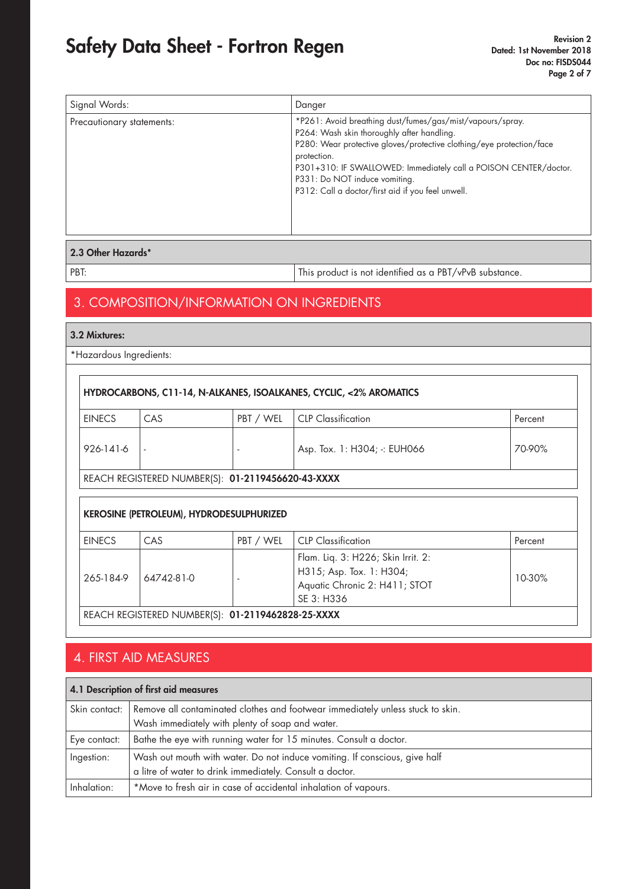| | |
|---|---|
| Signal Words: | Danger |
| Precautionary statements: | *P261: Avoid breathing dust/fumes/gas/mist/vapours/spray.<br>P264: Wash skin thoroughly after handling.<br>P280: Wear protective gloves/protective clothing/eye protection/face protection.<br>P301+310: IF SWALLOWED: Immediately call a POISON CENTER/doctor.<br>P331: Do NOT induce vomiting.<br>P312: Call a doctor/first aid if you feel unwell. |

### 2.3 Other Hazards*

| | |
|---|---|
| PBT: | This product is not identified as a PBT/vPvB substance. |

## 3. COMPOSITION/INFORMATION ON INGREDIENTS

### 3.2 Mixtures:

*Hazardous Ingredients:

**HYDROCARBONS, C11-14, N-ALKANES, ISOALKANES, CYCLIC, <2% AROMATICS**

| EINECS | CAS | PBT / WEL | CLP Classification | Percent |
|---|---|---|---|---|
| 926-141-6 | - | - | Asp. Tox. 1: H304; -: EUH066 | 70-90% |

REACH REGISTERED NUMBER(S): **01-2119456620-43-XXXX**

**KEROSINE (PETROLEUM), HYDRODESULPHURIZED**

| EINECS | CAS | PBT / WEL | CLP Classification | Percent |
|---|---|---|---|---|
| 265-184-9 | 64742-81-0 | - | Flam. Liq. 3: H226; Skin Irrit. 2: H315; Asp. Tox. 1: H304; Aquatic Chronic 2: H411; STOT SE 3: H336 | 10-30% |

REACH REGISTERED NUMBER(S): **01-2119462828-25-XXXX**

## 4. FIRST AID MEASURES

### 4.1 Description of first aid measures

| | |
|---|---|
| Skin contact: | Remove all contaminated clothes and footwear immediately unless stuck to skin. Wash immediately with plenty of soap and water. |
| Eye contact: | Bathe the eye with running water for 15 minutes. Consult a doctor. |
| Ingestion: | Wash out mouth with water. Do not induce vomiting. If conscious, give half a litre of water to drink immediately. Consult a doctor. |
| Inhalation: | *Move to fresh air in case of accidental inhalation of vapours. |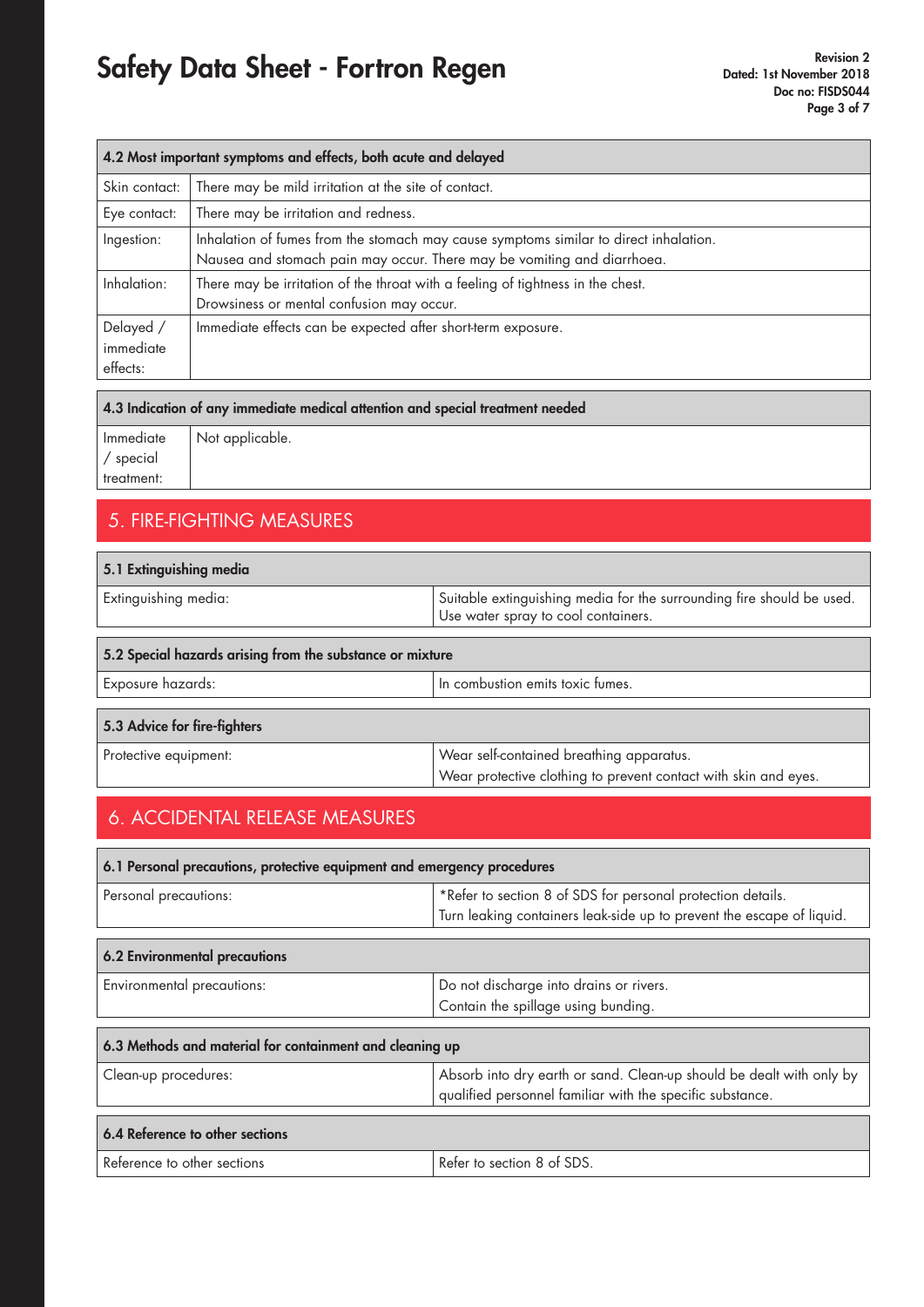| 4.2 Most important symptoms and effects, both acute and delayed | |
|---|---|
| Skin contact: | There may be mild irritation at the site of contact. |
| Eye contact: | There may be irritation and redness. |
| Ingestion: | Inhalation of fumes from the stomach may cause symptoms similar to direct inhalation. Nausea and stomach pain may occur. There may be vomiting and diarrhoea. |
| Inhalation: | There may be irritation of the throat with a feeling of tightness in the chest. Drowsiness or mental confusion may occur. |
| Delayed / immediate effects: | Immediate effects can be expected after short-term exposure. |

| 4.3 Indication of any immediate medical attention and special treatment needed | |
|---|---|
| Immediate / special treatment: | Not applicable. |

## 5. FIRE-FIGHTING MEASURES

| 5.1 Extinguishing media | |
|---|---|
| Extinguishing media: | Suitable extinguishing media for the surrounding fire should be used. Use water spray to cool containers. |

| 5.2 Special hazards arising from the substance or mixture | |
|---|---|
| Exposure hazards: | In combustion emits toxic fumes. |

| 5.3 Advice for fire-fighters | |
|---|---|
| Protective equipment: | Wear self-contained breathing apparatus. Wear protective clothing to prevent contact with skin and eyes. |

## 6. ACCIDENTAL RELEASE MEASURES

| 6.1 Personal precautions, protective equipment and emergency procedures | |
|---|---|
| Personal precautions: | *Refer to section 8 of SDS for personal protection details. Turn leaking containers leak-side up to prevent the escape of liquid. |

| 6.2 Environmental precautions | |
|---|---|
| Environmental precautions: | Do not discharge into drains or rivers. Contain the spillage using bunding. |

| 6.3 Methods and material for containment and cleaning up | |
|---|---|
| Clean-up procedures: | Absorb into dry earth or sand. Clean-up should be dealt with only by qualified personnel familiar with the specific substance. |

| 6.4 Reference to other sections | |
|---|---|
| Reference to other sections | Refer to section 8 of SDS. |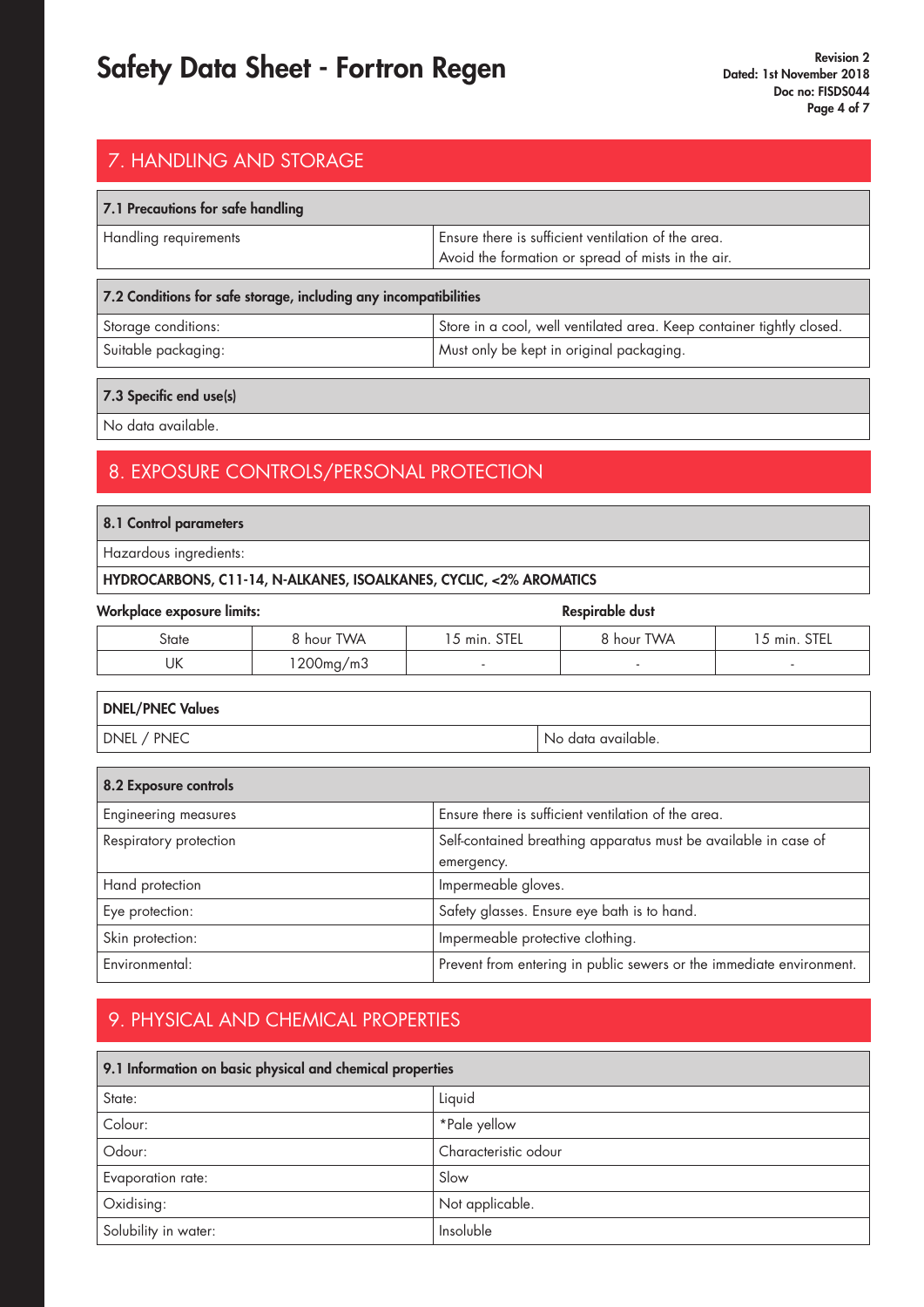## 7. HANDLING AND STORAGE

| 7.1 Precautions for safe handling | |
|---|---|
| Handling requirements | Ensure there is sufficient ventilation of the area. Avoid the formation or spread of mists in the air. |

| 7.2 Conditions for safe storage, including any incompatibilities | |
|---|---|
| Storage conditions: | Store in a cool, well ventilated area. Keep container tightly closed. |
| Suitable packaging: | Must only be kept in original packaging. |

| 7.3 Specific end use(s) |
|---|
| No data available. |

## 8. EXPOSURE CONTROLS/PERSONAL PROTECTION

| 8.1 Control parameters |
|---|
| Hazardous ingredients: |
| **HYDROCARBONS, C11-14, N-ALKANES, ISOALKANES, CYCLIC, <2% AROMATICS** |

**Workplace exposure limits:**

| | | | Respirable dust | |
|---|---|---|---|---|
| State | 8 hour TWA | 15 min. STEL | 8 hour TWA | 15 min. STEL |
| UK | 1200mg/m3 | - | - | - |

| DNEL/PNEC Values | |
|---|---|
| DNEL / PNEC | No data available. |

| 8.2 Exposure controls | |
|---|---|
| Engineering measures | Ensure there is sufficient ventilation of the area. |
| Respiratory protection | Self-contained breathing apparatus must be available in case of emergency. |
| Hand protection | Impermeable gloves. |
| Eye protection: | Safety glasses. Ensure eye bath is to hand. |
| Skin protection: | Impermeable protective clothing. |
| Environmental: | Prevent from entering in public sewers or the immediate environment. |

## 9. PHYSICAL AND CHEMICAL PROPERTIES

| 9.1 Information on basic physical and chemical properties | |
|---|---|
| State: | Liquid |
| Colour: | *Pale yellow |
| Odour: | Characteristic odour |
| Evaporation rate: | Slow |
| Oxidising: | Not applicable. |
| Solubility in water: | Insoluble |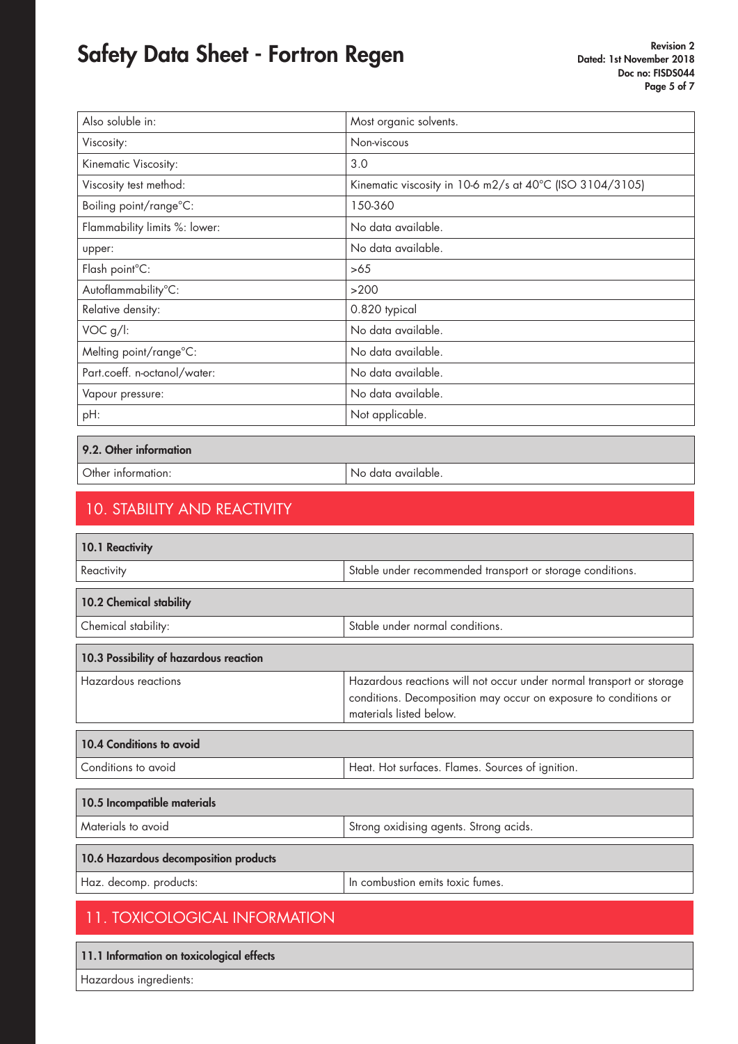| | |
|---|---|
| Also soluble in: | Most organic solvents. |
| Viscosity: | Non-viscous |
| Kinematic Viscosity: | 3.0 |
| Viscosity test method: | Kinematic viscosity in 10-6 m2/s at 40°C (ISO 3104/3105) |
| Boiling point/range°C: | 150-360 |
| Flammability limits %: lower: | No data available. |
| upper: | No data available. |
| Flash point°C: | >65 |
| Autoflammability°C: | >200 |
| Relative density: | 0.820 typical |
| VOC g/l: | No data available. |
| Melting point/range°C: | No data available. |
| Part.coeff. n-octanol/water: | No data available. |
| Vapour pressure: | No data available. |
| pH: | Not applicable. |

### 9.2. Other information

| | |
|---|---|
| Other information: | No data available. |

## 10. STABILITY AND REACTIVITY

### 10.1 Reactivity

| | |
|---|---|
| Reactivity | Stable under recommended transport or storage conditions. |

### 10.2 Chemical stability

| | |
|---|---|
| Chemical stability: | Stable under normal conditions. |

### 10.3 Possibility of hazardous reaction

| | |
|---|---|
| Hazardous reactions | Hazardous reactions will not occur under normal transport or storage conditions. Decomposition may occur on exposure to conditions or materials listed below. |

### 10.4 Conditions to avoid

| | |
|---|---|
| Conditions to avoid | Heat. Hot surfaces. Flames. Sources of ignition. |

### 10.5 Incompatible materials

| | |
|---|---|
| Materials to avoid | Strong oxidising agents. Strong acids. |

### 10.6 Hazardous decomposition products

| | |
|---|---|
| Haz. decomp. products: | In combustion emits toxic fumes. |

## 11. TOXICOLOGICAL INFORMATION

### 11.1 Information on toxicological effects

Hazardous ingredients: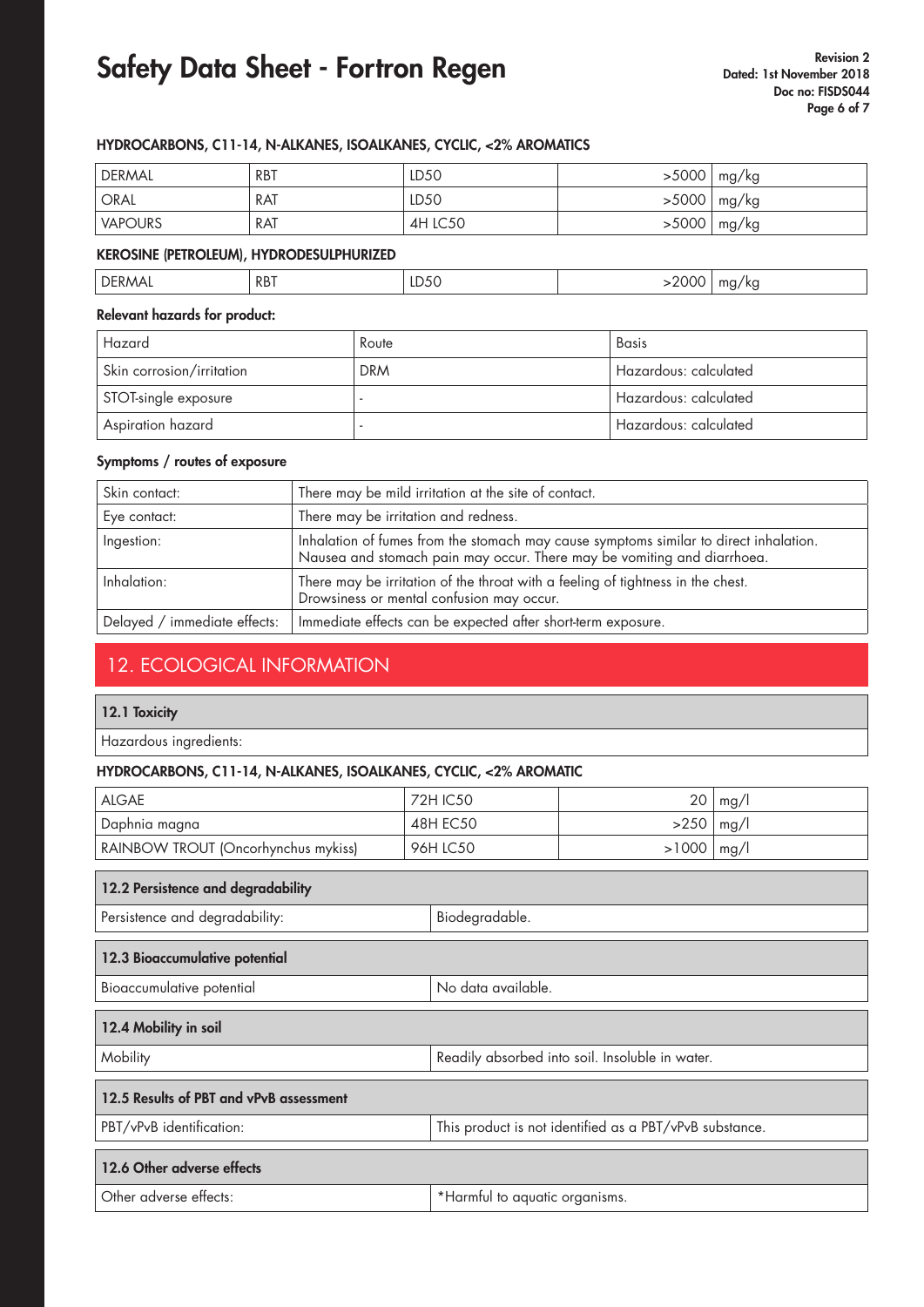#### HYDROCARBONS, C11-14, N-ALKANES, ISOALKANES, CYCLIC, <2% AROMATICS

| | | | | |
|---|---|---|---|---|
| DERMAL | RBT | LD50 | >5000 | mg/kg |
| ORAL | RAT | LD50 | >5000 | mg/kg |
| VAPOURS | RAT | 4H LC50 | >5000 | mg/kg |

#### KEROSINE (PETROLEUM), HYDRODESULPHURIZED

| | | | | |
|---|---|---|---|---|
| DERMAL | RBT | LD50 | >2000 | mg/kg |

#### Relevant hazards for product:

| Hazard | Route | Basis |
|---|---|---|
| Skin corrosion/irritation | DRM | Hazardous: calculated |
| STOT-single exposure | - | Hazardous: calculated |
| Aspiration hazard | - | Hazardous: calculated |

#### Symptoms / routes of exposure

| | |
|---|---|
| Skin contact: | There may be mild irritation at the site of contact. |
| Eye contact: | There may be irritation and redness. |
| Ingestion: | Inhalation of fumes from the stomach may cause symptoms similar to direct inhalation. Nausea and stomach pain may occur. There may be vomiting and diarrhoea. |
| Inhalation: | There may be irritation of the throat with a feeling of tightness in the chest. Drowsiness or mental confusion may occur. |
| Delayed / immediate effects: | Immediate effects can be expected after short-term exposure. |

## 12. ECOLOGICAL INFORMATION

### 12.1 Toxicity

Hazardous ingredients:

#### HYDROCARBONS, C11-14, N-ALKANES, ISOALKANES, CYCLIC, <2% AROMATIC

| | | | |
|---|---|---|---|
| ALGAE | 72H IC50 | 20 | mg/l |
| Daphnia magna | 48H EC50 | >250 | mg/l |
| RAINBOW TROUT (Oncorhynchus mykiss) | 96H LC50 | >1000 | mg/l |

### 12.2 Persistence and degradability

| | |
|---|---|
| Persistence and degradability: | Biodegradable. |

### 12.3 Bioaccumulative potential

| | |
|---|---|
| Bioaccumulative potential | No data available. |

### 12.4 Mobility in soil

| | |
|---|---|
| Mobility | Readily absorbed into soil. Insoluble in water. |

### 12.5 Results of PBT and vPvB assessment

| | |
|---|---|
| PBT/vPvB identification: | This product is not identified as a PBT/vPvB substance. |

### 12.6 Other adverse effects

| | |
|---|---|
| Other adverse effects: | *Harmful to aquatic organisms. |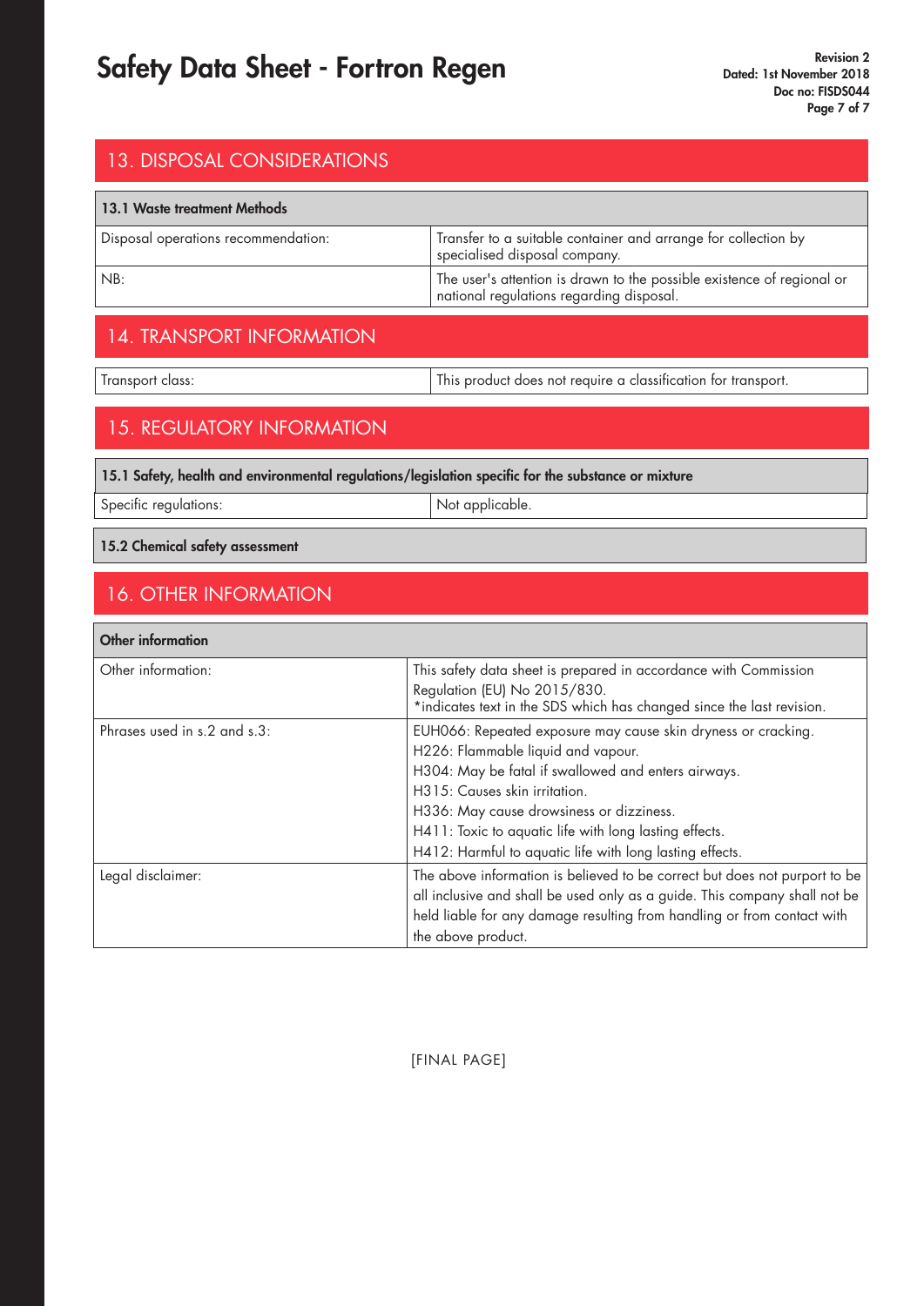## 13. DISPOSAL CONSIDERATIONS

| 13.1 Waste treatment Methods | |
|---|---|
| Disposal operations recommendation: | Transfer to a suitable container and arrange for collection by specialised disposal company. |
| NB: | The user's attention is drawn to the possible existence of regional or national regulations regarding disposal. |

## 14. TRANSPORT INFORMATION

| | |
|---|---|
| Transport class: | This product does not require a classification for transport. |

## 15. REGULATORY INFORMATION

| 15.1 Safety, health and environmental regulations/legislation specific for the substance or mixture | |
|---|---|
| Specific regulations: | Not applicable. |

**15.2 Chemical safety assessment**

## 16. OTHER INFORMATION

| Other information | |
|---|---|
| Other information: | This safety data sheet is prepared in accordance with Commission Regulation (EU) No 2015/830.<br>*indicates text in the SDS which has changed since the last revision. |
| Phrases used in s.2 and s.3: | EUH066: Repeated exposure may cause skin dryness or cracking.<br>H226: Flammable liquid and vapour.<br>H304: May be fatal if swallowed and enters airways.<br>H315: Causes skin irritation.<br>H336: May cause drowsiness or dizziness.<br>H411: Toxic to aquatic life with long lasting effects.<br>H412: Harmful to aquatic life with long lasting effects. |
| Legal disclaimer: | The above information is believed to be correct but does not purport to be all inclusive and shall be used only as a guide. This company shall not be held liable for any damage resulting from handling or from contact with the above product. |

[FINAL PAGE]